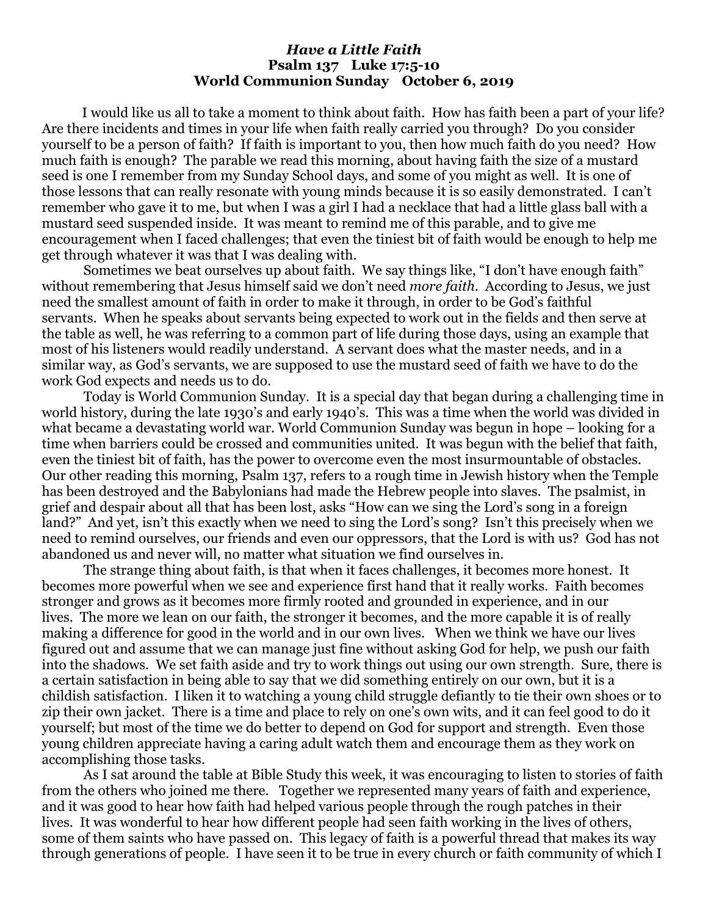# *Have a Little Faith*
**Psalm 137 Luke 17:5-10**
**World Communion Sunday October 6, 2019**

I would like us all to take a moment to think about faith. How has faith been a part of your life? Are there incidents and times in your life when faith really carried you through? Do you consider yourself to be a person of faith? If faith is important to you, then how much faith do you need? How much faith is enough? The parable we read this morning, about having faith the size of a mustard seed is one I remember from my Sunday School days, and some of you might as well. It is one of those lessons that can really resonate with young minds because it is so easily demonstrated. I can't remember who gave it to me, but when I was a girl I had a necklace that had a little glass ball with a mustard seed suspended inside. It was meant to remind me of this parable, and to give me encouragement when I faced challenges; that even the tiniest bit of faith would be enough to help me get through whatever it was that I was dealing with.

Sometimes we beat ourselves up about faith. We say things like, "I don't have enough faith" without remembering that Jesus himself said we don't need *more faith*. According to Jesus, we just need the smallest amount of faith in order to make it through, in order to be God's faithful servants. When he speaks about servants being expected to work out in the fields and then serve at the table as well, he was referring to a common part of life during those days, using an example that most of his listeners would readily understand. A servant does what the master needs, and in a similar way, as God's servants, we are supposed to use the mustard seed of faith we have to do the work God expects and needs us to do.

Today is World Communion Sunday. It is a special day that began during a challenging time in world history, during the late 1930's and early 1940's. This was a time when the world was divided in what became a devastating world war. World Communion Sunday was begun in hope – looking for a time when barriers could be crossed and communities united. It was begun with the belief that faith, even the tiniest bit of faith, has the power to overcome even the most insurmountable of obstacles. Our other reading this morning, Psalm 137, refers to a rough time in Jewish history when the Temple has been destroyed and the Babylonians had made the Hebrew people into slaves. The psalmist, in grief and despair about all that has been lost, asks "How can we sing the Lord's song in a foreign land?" And yet, isn't this exactly when we need to sing the Lord's song? Isn't this precisely when we need to remind ourselves, our friends and even our oppressors, that the Lord is with us? God has not abandoned us and never will, no matter what situation we find ourselves in.

The strange thing about faith, is that when it faces challenges, it becomes more honest. It becomes more powerful when we see and experience first hand that it really works. Faith becomes stronger and grows as it becomes more firmly rooted and grounded in experience, and in our lives. The more we lean on our faith, the stronger it becomes, and the more capable it is of really making a difference for good in the world and in our own lives. When we think we have our lives figured out and assume that we can manage just fine without asking God for help, we push our faith into the shadows. We set faith aside and try to work things out using our own strength. Sure, there is a certain satisfaction in being able to say that we did something entirely on our own, but it is a childish satisfaction. I liken it to watching a young child struggle defiantly to tie their own shoes or to zip their own jacket. There is a time and place to rely on one's own wits, and it can feel good to do it yourself; but most of the time we do better to depend on God for support and strength. Even those young children appreciate having a caring adult watch them and encourage them as they work on accomplishing those tasks.

As I sat around the table at Bible Study this week, it was encouraging to listen to stories of faith from the others who joined me there. Together we represented many years of faith and experience, and it was good to hear how faith had helped various people through the rough patches in their lives. It was wonderful to hear how different people had seen faith working in the lives of others, some of them saints who have passed on. This legacy of faith is a powerful thread that makes its way through generations of people. I have seen it to be true in every church or faith community of which I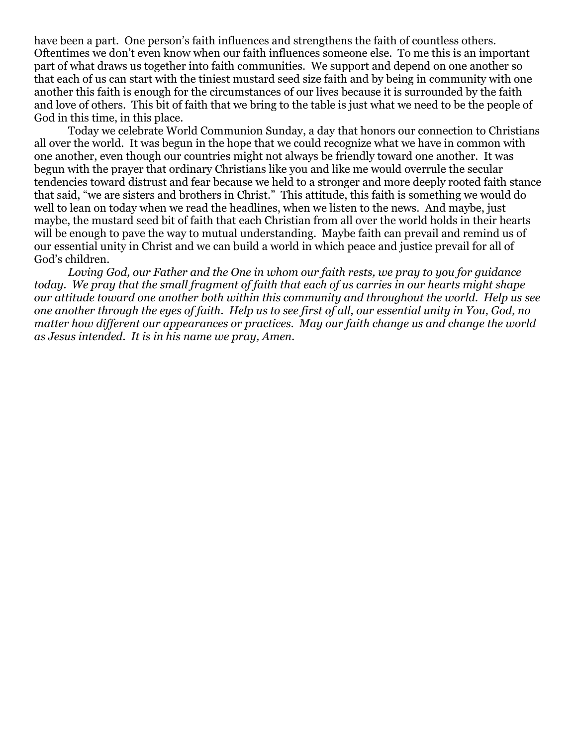have been a part. One person's faith influences and strengthens the faith of countless others. Oftentimes we don't even know when our faith influences someone else. To me this is an important part of what draws us together into faith communities. We support and depend on one another so that each of us can start with the tiniest mustard seed size faith and by being in community with one another this faith is enough for the circumstances of our lives because it is surrounded by the faith and love of others. This bit of faith that we bring to the table is just what we need to be the people of God in this time, in this place.

Today we celebrate World Communion Sunday, a day that honors our connection to Christians all over the world. It was begun in the hope that we could recognize what we have in common with one another, even though our countries might not always be friendly toward one another. It was begun with the prayer that ordinary Christians like you and like me would overrule the secular tendencies toward distrust and fear because we held to a stronger and more deeply rooted faith stance that said, "we are sisters and brothers in Christ." This attitude, this faith is something we would do well to lean on today when we read the headlines, when we listen to the news. And maybe, just maybe, the mustard seed bit of faith that each Christian from all over the world holds in their hearts will be enough to pave the way to mutual understanding. Maybe faith can prevail and remind us of our essential unity in Christ and we can build a world in which peace and justice prevail for all of God's children.

*Loving God, our Father and the One in whom our faith rests, we pray to you for guidance today. We pray that the small fragment of faith that each of us carries in our hearts might shape our attitude toward one another both within this community and throughout the world. Help us see one another through the eyes of faith. Help us to see first of all, our essential unity in You, God, no matter how different our appearances or practices. May our faith change us and change the world as Jesus intended. It is in his name we pray, Amen.*